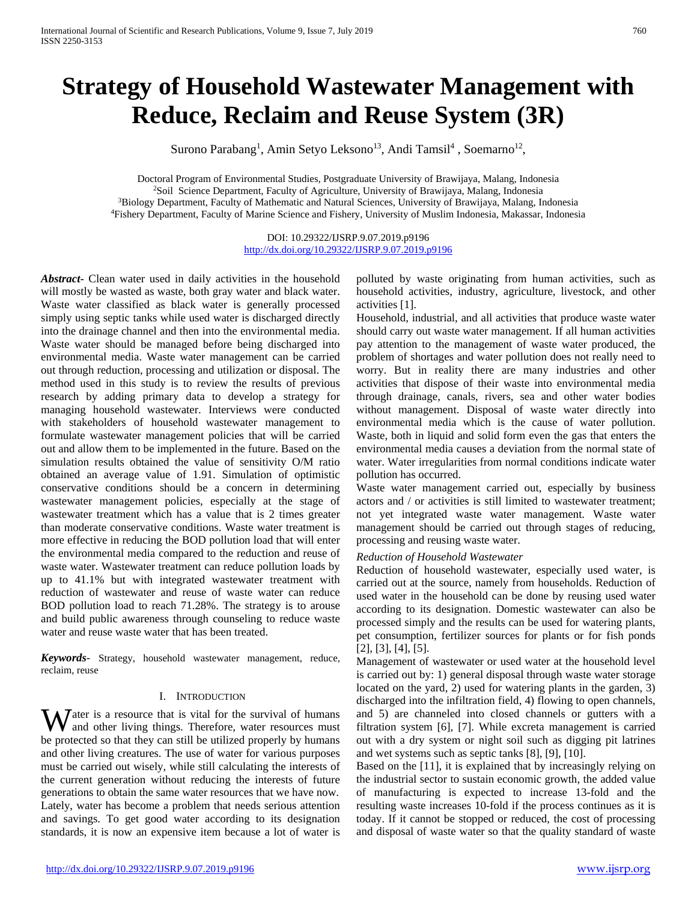# Strategy of Household Wastewater Management with Reduce, Reclaim and Reuse System (3R)

Surono Parabang[1], Amin Setyo Leksono[13], Andi Tamsil[4] , Soemarno[12],

Doctoral Program of Environmental Studies, Postgraduate University of Brawijaya, Malang, Indonesia
[2]Soil Science Department, Faculty of Agriculture, University of Brawijaya, Malang, Indonesia
[3]Biology Department, Faculty of Mathematic and Natural Sciences, University of Brawijaya, Malang, Indonesia
[4]Fishery Department, Faculty of Marine Science and Fishery, University of Muslim Indonesia, Makassar, Indonesia

DOI: 10.29322/IJSRP.9.07.2019.p9196
http://dx.doi.org/10.29322/IJSRP.9.07.2019.p9196

***Abstract***- Clean water used in daily activities in the household will mostly be wasted as waste, both gray water and black water. Waste water classified as black water is generally processed simply using septic tanks while used water is discharged directly into the drainage channel and then into the environmental media. Waste water should be managed before being discharged into environmental media. Waste water management can be carried out through reduction, processing and utilization or disposal. The method used in this study is to review the results of previous research by adding primary data to develop a strategy for managing household wastewater. Interviews were conducted with stakeholders of household wastewater management to formulate wastewater management policies that will be carried out and allow them to be implemented in the future. Based on the simulation results obtained the value of sensitivity O/M ratio obtained an average value of 1.91. Simulation of optimistic conservative conditions should be a concern in determining wastewater management policies, especially at the stage of wastewater treatment which has a value that is 2 times greater than moderate conservative conditions. Waste water treatment is more effective in reducing the BOD pollution load that will enter the environmental media compared to the reduction and reuse of waste water. Wastewater treatment can reduce pollution loads by up to 41.1% but with integrated wastewater treatment with reduction of wastewater and reuse of waste water can reduce BOD pollution load to reach 71.28%. The strategy is to arouse and build public awareness through counseling to reduce waste water and reuse waste water that has been treated.

***Keywords***- Strategy, household wastewater management, reduce, reclaim, reuse

## I. Introduction

Water is a resource that is vital for the survival of humans and other living things. Therefore, water resources must be protected so that they can still be utilized properly by humans and other living creatures. The use of water for various purposes must be carried out wisely, while still calculating the interests of the current generation without reducing the interests of future generations to obtain the same water resources that we have now. Lately, water has become a problem that needs serious attention and savings. To get good water according to its designation standards, it is now an expensive item because a lot of water is polluted by waste originating from human activities, such as household activities, industry, agriculture, livestock, and other activities [1].

Household, industrial, and all activities that produce waste water should carry out waste water management. If all human activities pay attention to the management of waste water produced, the problem of shortages and water pollution does not really need to worry. But in reality there are many industries and other activities that dispose of their waste into environmental media through drainage, canals, rivers, sea and other water bodies without management. Disposal of waste water directly into environmental media which is the cause of water pollution. Waste, both in liquid and solid form even the gas that enters the environmental media causes a deviation from the normal state of water. Water irregularities from normal conditions indicate water pollution has occurred.

Waste water management carried out, especially by business actors and / or activities is still limited to wastewater treatment; not yet integrated waste water management. Waste water management should be carried out through stages of reducing, processing and reusing waste water.

*Reduction of Household Wastewater*

Reduction of household wastewater, especially used water, is carried out at the source, namely from households. Reduction of used water in the household can be done by reusing used water according to its designation. Domestic wastewater can also be processed simply and the results can be used for watering plants, pet consumption, fertilizer sources for plants or for fish ponds [2], [3], [4], [5].

Management of wastewater or used water at the household level is carried out by: 1) general disposal through waste water storage located on the yard, 2) used for watering plants in the garden, 3) discharged into the infiltration field, 4) flowing to open channels, and 5) are channeled into closed channels or gutters with a filtration system [6], [7]. While excreta management is carried out with a dry system or night soil such as digging pit latrines and wet systems such as septic tanks [8], [9], [10].

Based on the [11], it is explained that by increasingly relying on the industrial sector to sustain economic growth, the added value of manufacturing is expected to increase 13-fold and the resulting waste increases 10-fold if the process continues as it is today. If it cannot be stopped or reduced, the cost of processing and disposal of waste water so that the quality standard of waste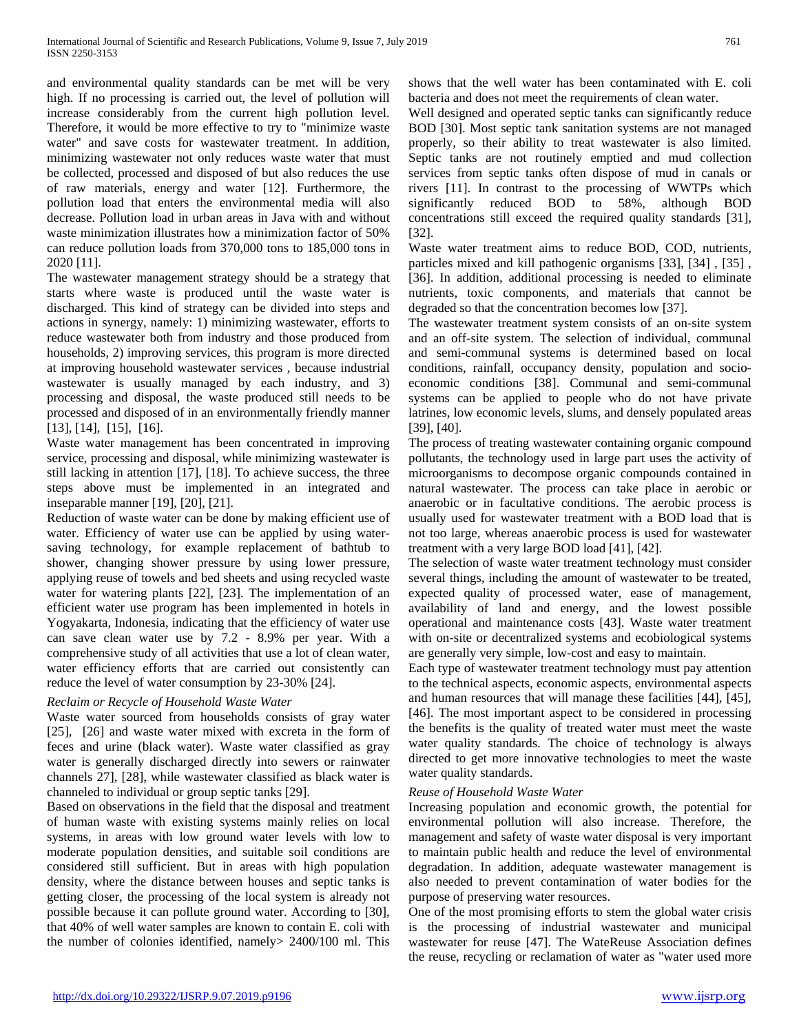and environmental quality standards can be met will be very high. If no processing is carried out, the level of pollution will increase considerably from the current high pollution level. Therefore, it would be more effective to try to "minimize waste water" and save costs for wastewater treatment. In addition, minimizing wastewater not only reduces waste water that must be collected, processed and disposed of but also reduces the use of raw materials, energy and water [12]. Furthermore, the pollution load that enters the environmental media will also decrease. Pollution load in urban areas in Java with and without waste minimization illustrates how a minimization factor of 50% can reduce pollution loads from 370,000 tons to 185,000 tons in 2020 [11].

The wastewater management strategy should be a strategy that starts where waste is produced until the waste water is discharged. This kind of strategy can be divided into steps and actions in synergy, namely: 1) minimizing wastewater, efforts to reduce wastewater both from industry and those produced from households, 2) improving services, this program is more directed at improving household wastewater services , because industrial wastewater is usually managed by each industry, and 3) processing and disposal, the waste produced still needs to be processed and disposed of in an environmentally friendly manner [13], [14], [15], [16].

Waste water management has been concentrated in improving service, processing and disposal, while minimizing wastewater is still lacking in attention [17], [18]. To achieve success, the three steps above must be implemented in an integrated and inseparable manner [19], [20], [21].

Reduction of waste water can be done by making efficient use of water. Efficiency of water use can be applied by using water-saving technology, for example replacement of bathtub to shower, changing shower pressure by using lower pressure, applying reuse of towels and bed sheets and using recycled waste water for watering plants [22], [23]. The implementation of an efficient water use program has been implemented in hotels in Yogyakarta, Indonesia, indicating that the efficiency of water use can save clean water use by 7.2 - 8.9% per year. With a comprehensive study of all activities that use a lot of clean water, water efficiency efforts that are carried out consistently can reduce the level of water consumption by 23-30% [24].

*Reclaim or Recycle of Household Waste Water*

Waste water sourced from households consists of gray water [25], [26] and waste water mixed with excreta in the form of feces and urine (black water). Waste water classified as gray water is generally discharged directly into sewers or rainwater channels 27], [28], while wastewater classified as black water is channeled to individual or group septic tanks [29].

Based on observations in the field that the disposal and treatment of human waste with existing systems mainly relies on local systems, in areas with low ground water levels with low to moderate population densities, and suitable soil conditions are considered still sufficient. But in areas with high population density, where the distance between houses and septic tanks is getting closer, the processing of the local system is already not possible because it can pollute ground water. According to [30], that 40% of well water samples are known to contain E. coli with the number of colonies identified, namely> 2400/100 ml. This shows that the well water has been contaminated with E. coli bacteria and does not meet the requirements of clean water.

Well designed and operated septic tanks can significantly reduce BOD [30]. Most septic tank sanitation systems are not managed properly, so their ability to treat wastewater is also limited. Septic tanks are not routinely emptied and mud collection services from septic tanks often dispose of mud in canals or rivers [11]. In contrast to the processing of WWTPs which significantly reduced BOD to 58%, although BOD concentrations still exceed the required quality standards [31], [32].

Waste water treatment aims to reduce BOD, COD, nutrients, particles mixed and kill pathogenic organisms [33], [34] , [35] , [36]. In addition, additional processing is needed to eliminate nutrients, toxic components, and materials that cannot be degraded so that the concentration becomes low [37].

The wastewater treatment system consists of an on-site system and an off-site system. The selection of individual, communal and semi-communal systems is determined based on local conditions, rainfall, occupancy density, population and socio-economic conditions [38]. Communal and semi-communal systems can be applied to people who do not have private latrines, low economic levels, slums, and densely populated areas [39], [40].

The process of treating wastewater containing organic compound pollutants, the technology used in large part uses the activity of microorganisms to decompose organic compounds contained in natural wastewater. The process can take place in aerobic or anaerobic or in facultative conditions. The aerobic process is usually used for wastewater treatment with a BOD load that is not too large, whereas anaerobic process is used for wastewater treatment with a very large BOD load [41], [42].

The selection of waste water treatment technology must consider several things, including the amount of wastewater to be treated, expected quality of processed water, ease of management, availability of land and energy, and the lowest possible operational and maintenance costs [43]. Waste water treatment with on-site or decentralized systems and ecobiological systems are generally very simple, low-cost and easy to maintain.

Each type of wastewater treatment technology must pay attention to the technical aspects, economic aspects, environmental aspects and human resources that will manage these facilities [44], [45], [46]. The most important aspect to be considered in processing the benefits is the quality of treated water must meet the waste water quality standards. The choice of technology is always directed to get more innovative technologies to meet the waste water quality standards.

*Reuse of Household Waste Water*

Increasing population and economic growth, the potential for environmental pollution will also increase. Therefore, the management and safety of waste water disposal is very important to maintain public health and reduce the level of environmental degradation. In addition, adequate wastewater management is also needed to prevent contamination of water bodies for the purpose of preserving water resources.

One of the most promising efforts to stem the global water crisis is the processing of industrial wastewater and municipal wastewater for reuse [47]. The WateReuse Association defines the reuse, recycling or reclamation of water as "water used more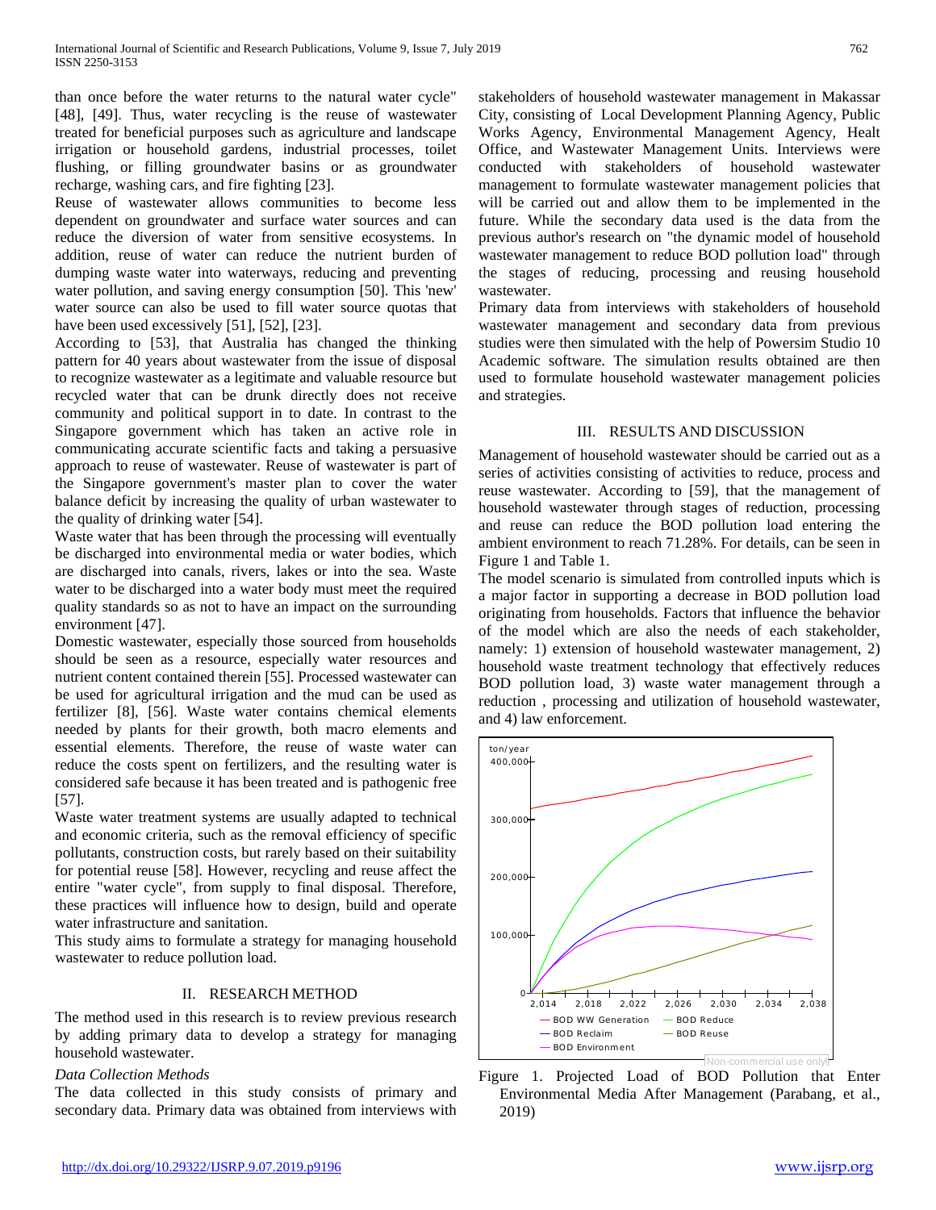than once before the water returns to the natural water cycle" [48], [49]. Thus, water recycling is the reuse of wastewater treated for beneficial purposes such as agriculture and landscape irrigation or household gardens, industrial processes, toilet flushing, or filling groundwater basins or as groundwater recharge, washing cars, and fire fighting [23].

Reuse of wastewater allows communities to become less dependent on groundwater and surface water sources and can reduce the diversion of water from sensitive ecosystems. In addition, reuse of water can reduce the nutrient burden of dumping waste water into waterways, reducing and preventing water pollution, and saving energy consumption [50]. This 'new' water source can also be used to fill water source quotas that have been used excessively [51], [52], [23].

According to [53], that Australia has changed the thinking pattern for 40 years about wastewater from the issue of disposal to recognize wastewater as a legitimate and valuable resource but recycled water that can be drunk directly does not receive community and political support in to date. In contrast to the Singapore government which has taken an active role in communicating accurate scientific facts and taking a persuasive approach to reuse of wastewater. Reuse of wastewater is part of the Singapore government's master plan to cover the water balance deficit by increasing the quality of urban wastewater to the quality of drinking water [54].

Waste water that has been through the processing will eventually be discharged into environmental media or water bodies, which are discharged into canals, rivers, lakes or into the sea. Waste water to be discharged into a water body must meet the required quality standards so as not to have an impact on the surrounding environment [47].

Domestic wastewater, especially those sourced from households should be seen as a resource, especially water resources and nutrient content contained therein [55]. Processed wastewater can be used for agricultural irrigation and the mud can be used as fertilizer [8], [56]. Waste water contains chemical elements needed by plants for their growth, both macro elements and essential elements. Therefore, the reuse of waste water can reduce the costs spent on fertilizers, and the resulting water is considered safe because it has been treated and is pathogenic free [57].

Waste water treatment systems are usually adapted to technical and economic criteria, such as the removal efficiency of specific pollutants, construction costs, but rarely based on their suitability for potential reuse [58]. However, recycling and reuse affect the entire "water cycle", from supply to final disposal. Therefore, these practices will influence how to design, build and operate water infrastructure and sanitation.

This study aims to formulate a strategy for managing household wastewater to reduce pollution load.

## II. RESEARCH METHOD

The method used in this research is to review previous research by adding primary data to develop a strategy for managing household wastewater.

*Data Collection Methods*

The data collected in this study consists of primary and secondary data. Primary data was obtained from interviews with stakeholders of household wastewater management in Makassar City, consisting of Local Development Planning Agency, Public Works Agency, Environmental Management Agency, Healt Office, and Wastewater Management Units. Interviews were conducted with stakeholders of household wastewater management to formulate wastewater management policies that will be carried out and allow them to be implemented in the future. While the secondary data used is the data from the previous author's research on "the dynamic model of household wastewater management to reduce BOD pollution load" through the stages of reducing, processing and reusing household wastewater.

Primary data from interviews with stakeholders of household wastewater management and secondary data from previous studies were then simulated with the help of Powersim Studio 10 Academic software. The simulation results obtained are then used to formulate household wastewater management policies and strategies.

## III. RESULTS AND DISCUSSION

Management of household wastewater should be carried out as a series of activities consisting of activities to reduce, process and reuse wastewater. According to [59], that the management of household wastewater through stages of reduction, processing and reuse can reduce the BOD pollution load entering the ambient environment to reach 71.28%. For details, can be seen in Figure 1 and Table 1.

The model scenario is simulated from controlled inputs which is a major factor in supporting a decrease in BOD pollution load originating from households. Factors that influence the behavior of the model which are also the needs of each stakeholder, namely: 1) extension of household wastewater management, 2) household waste treatment technology that effectively reduces BOD pollution load, 3) waste water management through a reduction , processing and utilization of household wastewater, and 4) law enforcement.

Figure 1. Projected Load of BOD Pollution that Enter Environmental Media After Management (Parabang, et al., 2019)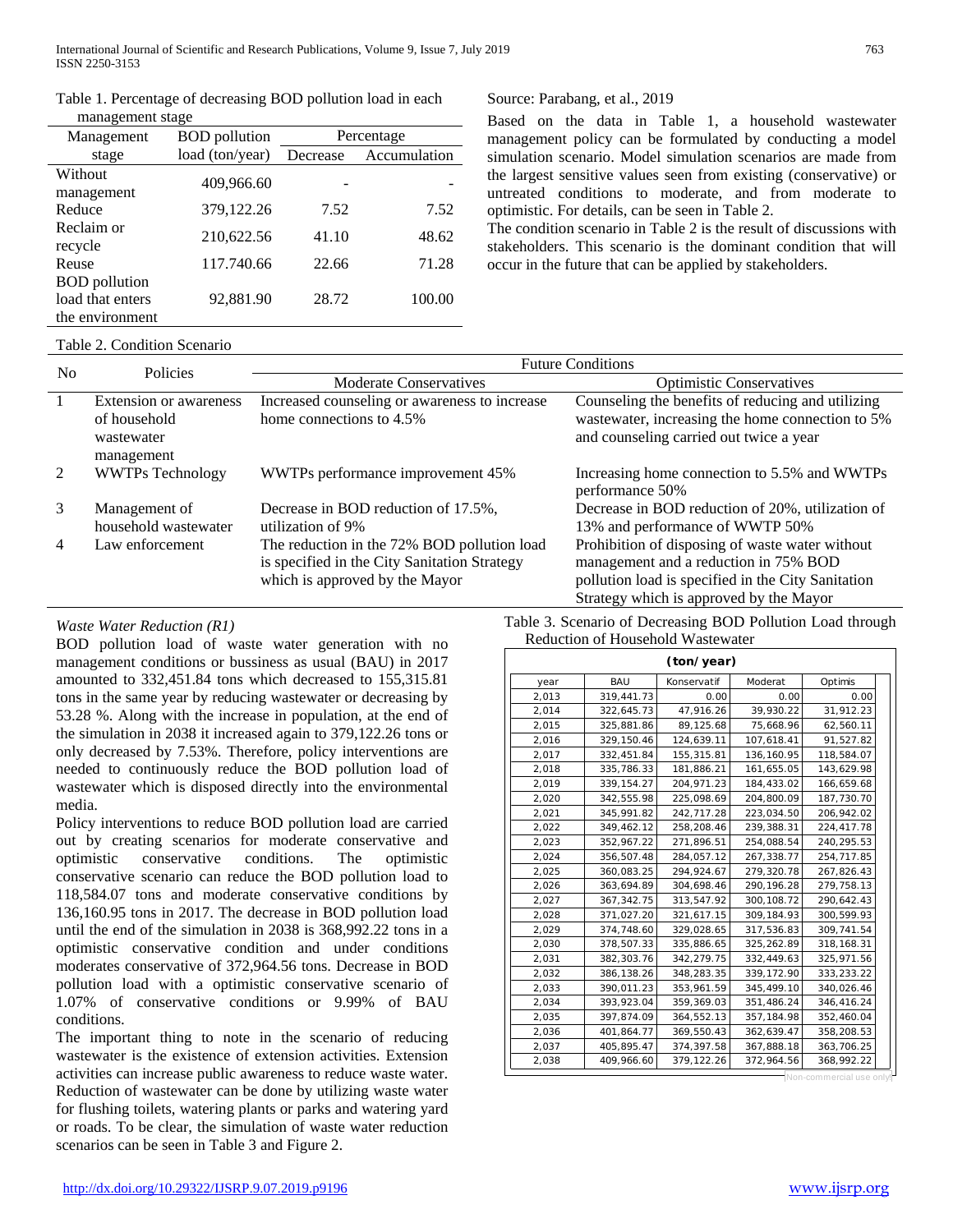Table 1. Percentage of decreasing BOD pollution load in each management stage

| Management stage | BOD pollution load (ton/year) | Percentage | |
|---|---|---|---|
| | | Decrease | Accumulation |
| Without management | 409,966.60 | - | - |
| Reduce | 379,122.26 | 7.52 | 7.52 |
| Reclaim or recycle | 210,622.56 | 41.10 | 48.62 |
| Reuse | 117.740.66 | 22.66 | 71.28 |
| BOD pollution load that enters the environment | 92,881.90 | 28.72 | 100.00 |

Source: Parabang, et al., 2019

Based on the data in Table 1, a household wastewater management policy can be formulated by conducting a model simulation scenario. Model simulation scenarios are made from the largest sensitive values seen from existing (conservative) or untreated conditions to moderate, and from moderate to optimistic. For details, can be seen in Table 2.

The condition scenario in Table 2 is the result of discussions with stakeholders. This scenario is the dominant condition that will occur in the future that can be applied by stakeholders.

Table 2. Condition Scenario

| No | Policies | Future Conditions | |
|---|---|---|---|
| | | Moderate Conservatives | Optimistic Conservatives |
| 1 | Extension or awareness of household wastewater management | Increased counseling or awareness to increase home connections to 4.5% | Counseling the benefits of reducing and utilizing wastewater, increasing the home connection to 5% and counseling carried out twice a year |
| 2 | WWTPs Technology | WWTPs performance improvement 45% | Increasing home connection to 5.5% and WWTPs performance 50% |
| 3 | Management of household wastewater | Decrease in BOD reduction of 17.5%, utilization of 9% | Decrease in BOD reduction of 20%, utilization of 13% and performance of WWTP 50% |
| 4 | Law enforcement | The reduction in the 72% BOD pollution load is specified in the City Sanitation Strategy which is approved by the Mayor | Prohibition of disposing of waste water without management and a reduction in 75% BOD pollution load is specified in the City Sanitation Strategy which is approved by the Mayor |

*Waste Water Reduction (R1)*

BOD pollution load of waste water generation with no management conditions or bussiness as usual (BAU) in 2017 amounted to 332,451.84 tons which decreased to 155,315.81 tons in the same year by reducing wastewater or decreasing by 53.28 %. Along with the increase in population, at the end of the simulation in 2038 it increased again to 379,122.26 tons or only decreased by 7.53%. Therefore, policy interventions are needed to continuously reduce the BOD pollution load of wastewater which is disposed directly into the environmental media.

Policy interventions to reduce BOD pollution load are carried out by creating scenarios for moderate conservative and optimistic conservative conditions. The optimistic conservative scenario can reduce the BOD pollution load to 118,584.07 tons and moderate conservative conditions by 136,160.95 tons in 2017. The decrease in BOD pollution load until the end of the simulation in 2038 is 368,992.22 tons in a optimistic conservative condition and under conditions moderates conservative of 372,964.56 tons. Decrease in BOD pollution load with a optimistic conservative scenario of 1.07% of conservative conditions or 9.99% of BAU conditions.

The important thing to note in the scenario of reducing wastewater is the existence of extension activities. Extension activities can increase public awareness to reduce waste water. Reduction of wastewater can be done by utilizing waste water for flushing toilets, watering plants or parks and watering yard or roads. To be clear, the simulation of waste water reduction scenarios can be seen in Table 3 and Figure 2.

Table 3. Scenario of Decreasing BOD Pollution Load through Reduction of Household Wastewater

(ton/year)

| year | BAU | Konservatif | Moderat | Optimis |
|---|---|---|---|---|
| 2,013 | 319,441.73 | 0.00 | 0.00 | 0.00 |
| 2,014 | 322,645.73 | 47,916.26 | 39,930.22 | 31,912.23 |
| 2,015 | 325,881.86 | 89,125.68 | 75,668.96 | 62,560.11 |
| 2,016 | 329,150.46 | 124,639.11 | 107,618.41 | 91,527.82 |
| 2,017 | 332,451.84 | 155,315.81 | 136,160.95 | 118,584.07 |
| 2,018 | 335,786.33 | 181,886.21 | 161,655.05 | 143,629.98 |
| 2,019 | 339,154.27 | 204,971.23 | 184,433.02 | 166,659.68 |
| 2,020 | 342,555.98 | 225,098.69 | 204,800.09 | 187,730.70 |
| 2,021 | 345,991.82 | 242,717.28 | 223,034.50 | 206,942.02 |
| 2,022 | 349,462.12 | 258,208.46 | 239,388.31 | 224,417.78 |
| 2,023 | 352,967.22 | 271,896.51 | 254,088.54 | 240,295.53 |
| 2,024 | 356,507.48 | 284,057.12 | 267,338.77 | 254,717.85 |
| 2,025 | 360,083.25 | 294,924.67 | 279,320.78 | 267,826.43 |
| 2,026 | 363,694.89 | 304,698.46 | 290,196.28 | 279,758.13 |
| 2,027 | 367,342.75 | 313,547.92 | 300,108.72 | 290,642.43 |
| 2,028 | 371,027.20 | 321,617.15 | 309,184.93 | 300,599.93 |
| 2,029 | 374,748.60 | 329,028.65 | 317,536.83 | 309,741.54 |
| 2,030 | 378,507.33 | 335,886.65 | 325,262.89 | 318,168.31 |
| 2,031 | 382,303.76 | 342,279.75 | 332,449.63 | 325,971.56 |
| 2,032 | 386,138.26 | 348,283.35 | 339,172.90 | 333,233.22 |
| 2,033 | 390,011.23 | 353,961.59 | 345,499.10 | 340,026.46 |
| 2,034 | 393,923.04 | 359,369.03 | 351,486.24 | 346,416.24 |
| 2,035 | 397,874.09 | 364,552.13 | 357,184.98 | 352,460.04 |
| 2,036 | 401,864.77 | 369,550.43 | 362,639.47 | 358,208.53 |
| 2,037 | 405,895.47 | 374,397.58 | 367,888.18 | 363,706.25 |
| 2,038 | 409,966.60 | 379,122.26 | 372,964.56 | 368,992.22 |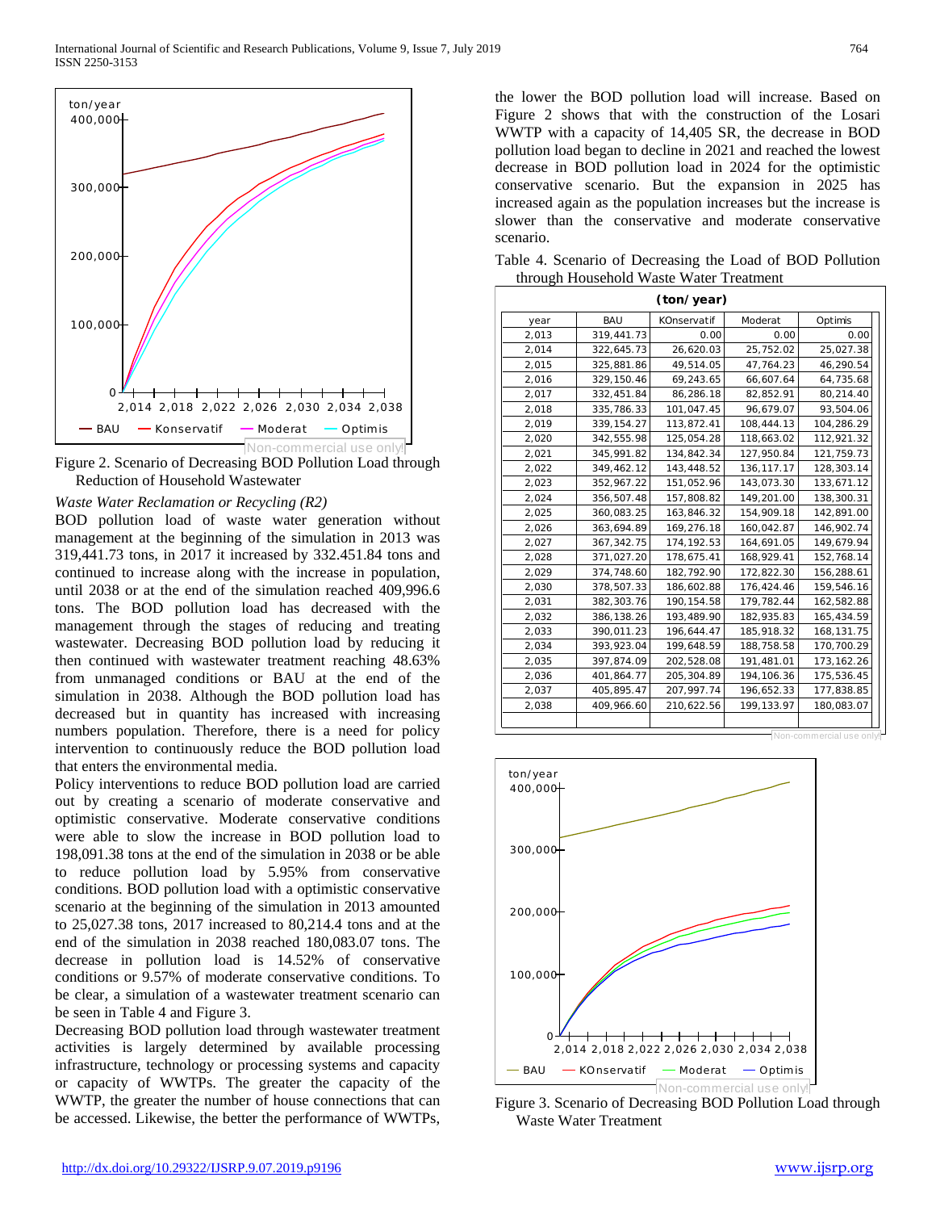Figure 2. Scenario of Decreasing BOD Pollution Load through Reduction of Household Wastewater

*Waste Water Reclamation or Recycling (R2)*

BOD pollution load of waste water generation without management at the beginning of the simulation in 2013 was 319,441.73 tons, in 2017 it increased by 332.451.84 tons and continued to increase along with the increase in population, until 2038 or at the end of the simulation reached 409,996.6 tons. The BOD pollution load has decreased with the management through the stages of reducing and treating wastewater. Decreasing BOD pollution load by reducing it then continued with wastewater treatment reaching 48.63% from unmanaged conditions or BAU at the end of the simulation in 2038. Although the BOD pollution load has decreased but in quantity has increased with increasing numbers population. Therefore, there is a need for policy intervention to continuously reduce the BOD pollution load that enters the environmental media.

Policy interventions to reduce BOD pollution load are carried out by creating a scenario of moderate conservative and optimistic conservative. Moderate conservative conditions were able to slow the increase in BOD pollution load to 198,091.38 tons at the end of the simulation in 2038 or be able to reduce pollution load by 5.95% from conservative conditions. BOD pollution load with a optimistic conservative scenario at the beginning of the simulation in 2013 amounted to 25,027.38 tons, 2017 increased to 80,214.4 tons and at the end of the simulation in 2038 reached 180,083.07 tons. The decrease in pollution load is 14.52% of conservative conditions or 9.57% of moderate conservative conditions. To be clear, a simulation of a wastewater treatment scenario can be seen in Table 4 and Figure 3.

Decreasing BOD pollution load through wastewater treatment activities is largely determined by available processing infrastructure, technology or processing systems and capacity or capacity of WWTPs. The greater the capacity of the WWTP, the greater the number of house connections that can be accessed. Likewise, the better the performance of WWTPs, the lower the BOD pollution load will increase. Based on Figure 2 shows that with the construction of the Losari WWTP with a capacity of 14,405 SR, the decrease in BOD pollution load began to decline in 2021 and reached the lowest decrease in BOD pollution load in 2024 for the optimistic conservative scenario. But the expansion in 2025 has increased again as the population increases but the increase is slower than the conservative and moderate conservative scenario.

Table 4. Scenario of Decreasing the Load of BOD Pollution through Household Waste Water Treatment

(ton/year)

| year | BAU | KOnservatif | Moderat | Optimis |
|---|---|---|---|---|
| 2,013 | 319,441.73 | 0.00 | 0.00 | 0.00 |
| 2,014 | 322,645.73 | 26,620.03 | 25,752.02 | 25,027.38 |
| 2,015 | 325,881.86 | 49,514.05 | 47,764.23 | 46,290.54 |
| 2,016 | 329,150.46 | 69,243.65 | 66,607.64 | 64,735.68 |
| 2,017 | 332,451.84 | 86,286.18 | 82,852.91 | 80,214.40 |
| 2,018 | 335,786.33 | 101,047.45 | 96,679.07 | 93,504.06 |
| 2,019 | 339,154.27 | 113,872.41 | 108,444.13 | 104,286.29 |
| 2,020 | 342,555.98 | 125,054.28 | 118,663.02 | 112,921.32 |
| 2,021 | 345,991.82 | 134,842.34 | 127,950.84 | 121,759.73 |
| 2,022 | 349,462.12 | 143,448.52 | 136,117.17 | 128,303.14 |
| 2,023 | 352,967.22 | 151,052.96 | 143,073.30 | 133,671.12 |
| 2,024 | 356,507.48 | 157,808.82 | 149,201.00 | 138,300.31 |
| 2,025 | 360,083.25 | 163,846.32 | 154,909.18 | 142,891.00 |
| 2,026 | 363,694.89 | 169,276.18 | 160,042.87 | 146,902.74 |
| 2,027 | 367,342.75 | 174,192.53 | 164,691.05 | 149,679.94 |
| 2,028 | 371,027.20 | 178,675.41 | 168,929.41 | 152,768.14 |
| 2,029 | 374,748.60 | 182,792.90 | 172,822.30 | 156,288.61 |
| 2,030 | 378,507.33 | 186,602.88 | 176,424.46 | 159,546.16 |
| 2,031 | 382,303.76 | 190,154.58 | 179,782.44 | 162,582.88 |
| 2,032 | 386,138.26 | 193,489.90 | 182,935.83 | 165,434.59 |
| 2,033 | 390,011.23 | 196,644.47 | 185,918.32 | 168,131.75 |
| 2,034 | 393,923.04 | 199,648.59 | 188,758.58 | 170,700.29 |
| 2,035 | 397,874.09 | 202,528.08 | 191,481.01 | 173,162.26 |
| 2,036 | 401,864.77 | 205,304.89 | 194,106.36 | 175,536.45 |
| 2,037 | 405,895.47 | 207,997.74 | 196,652.33 | 177,838.85 |
| 2,038 | 409,966.60 | 210,622.56 | 199,133.97 | 180,083.07 |

Figure 3. Scenario of Decreasing BOD Pollution Load through Waste Water Treatment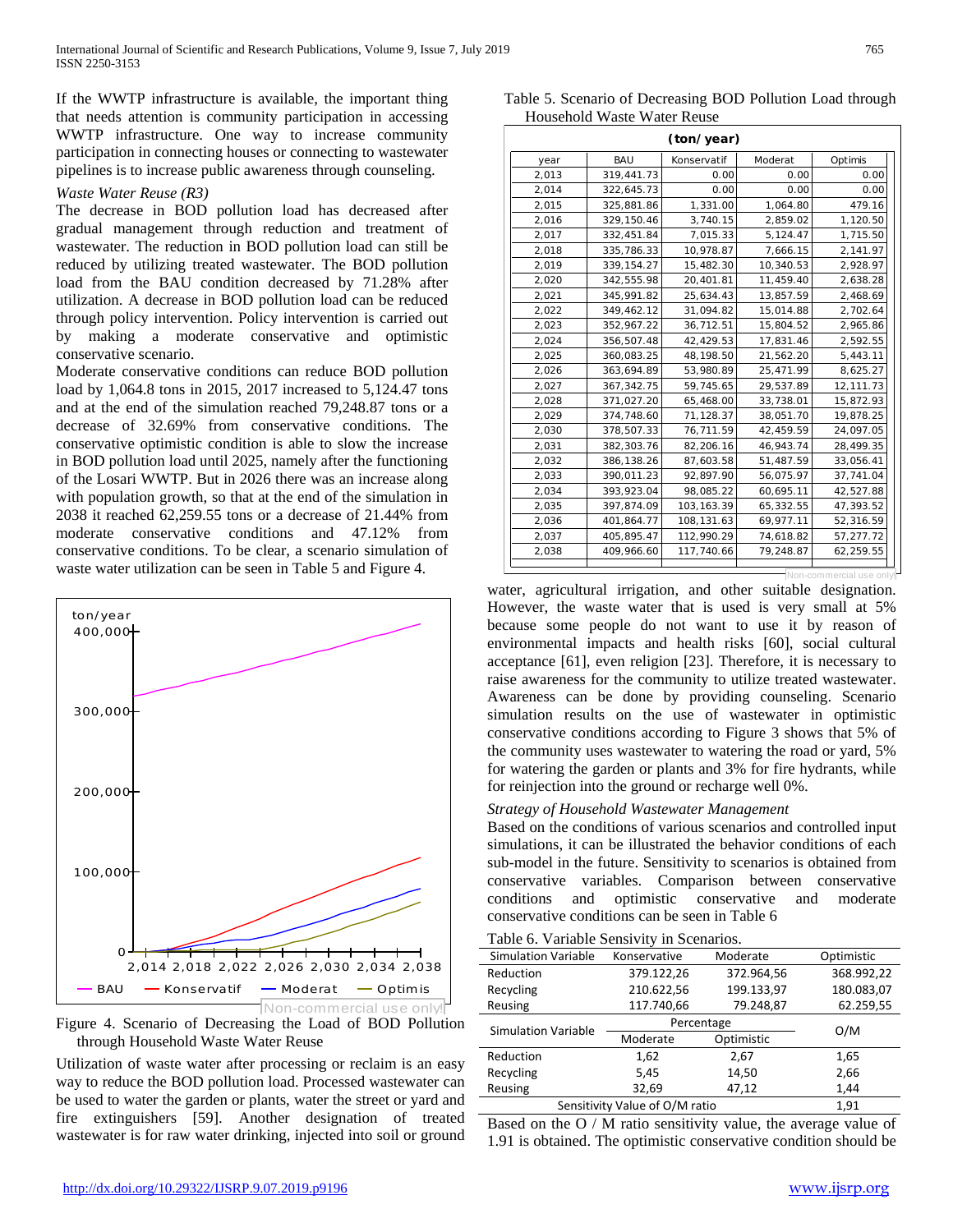If the WWTP infrastructure is available, the important thing that needs attention is community participation in accessing WWTP infrastructure. One way to increase community participation in connecting houses or connecting to wastewater pipelines is to increase public awareness through counseling.

*Waste Water Reuse (R3)*

The decrease in BOD pollution load has decreased after gradual management through reduction and treatment of wastewater. The reduction in BOD pollution load can still be reduced by utilizing treated wastewater. The BOD pollution load from the BAU condition decreased by 71.28% after utilization. A decrease in BOD pollution load can be reduced through policy intervention. Policy intervention is carried out by making a moderate conservative and optimistic conservative scenario.

Moderate conservative conditions can reduce BOD pollution load by 1,064.8 tons in 2015, 2017 increased to 5,124.47 tons and at the end of the simulation reached 79,248.87 tons or a decrease of 32.69% from conservative conditions. The conservative optimistic condition is able to slow the increase in BOD pollution load until 2025, namely after the functioning of the Losari WWTP. But in 2026 there was an increase along with population growth, so that at the end of the simulation in 2038 it reached 62,259.55 tons or a decrease of 21.44% from moderate conservative conditions and 47.12% from conservative conditions. To be clear, a scenario simulation of waste water utilization can be seen in Table 5 and Figure 4.

Figure 4. Scenario of Decreasing the Load of BOD Pollution through Household Waste Water Reuse

Utilization of waste water after processing or reclaim is an easy way to reduce the BOD pollution load. Processed wastewater can be used to water the garden or plants, water the street or yard and fire extinguishers [59]. Another designation of treated wastewater is for raw water drinking, injected into soil or ground water, agricultural irrigation, and other suitable designation. However, the waste water that is used is very small at 5% because some people do not want to use it by reason of environmental impacts and health risks [60], social cultural acceptance [61], even religion [23]. Therefore, it is necessary to raise awareness for the community to utilize treated wastewater. Awareness can be done by providing counseling. Scenario simulation results on the use of wastewater in optimistic conservative conditions according to Figure 3 shows that 5% of the community uses wastewater to watering the road or yard, 5% for watering the garden or plants and 3% for fire hydrants, while for reinjection into the ground or recharge well 0%.

Table 5. Scenario of Decreasing BOD Pollution Load through Household Waste Water Reuse

(ton/ year)

| year | BAU | Konservatif | Moderat | Optimis |
|---|---|---|---|---|
| 2,013 | 319,441.73 | 0.00 | 0.00 | 0.00 |
| 2,014 | 322,645.73 | 0.00 | 0.00 | 0.00 |
| 2,015 | 325,881.86 | 1,331.00 | 1,064.80 | 479.16 |
| 2,016 | 329,150.46 | 3,740.15 | 2,859.02 | 1,120.50 |
| 2,017 | 332,451.84 | 7,015.33 | 5,124.47 | 1,715.50 |
| 2,018 | 335,786.33 | 10,978.87 | 7,666.15 | 2,141.97 |
| 2,019 | 339,154.27 | 15,482.30 | 10,340.53 | 2,928.97 |
| 2,020 | 342,555.98 | 20,401.81 | 11,459.40 | 2,638.28 |
| 2,021 | 345,991.82 | 25,634.43 | 13,857.59 | 2,468.69 |
| 2,022 | 349,462.12 | 31,094.82 | 15,014.88 | 2,702.64 |
| 2,023 | 352,967.22 | 36,712.51 | 15,804.52 | 2,965.86 |
| 2,024 | 356,507.48 | 42,429.53 | 17,831.46 | 2,592.55 |
| 2,025 | 360,083.25 | 48,198.50 | 21,562.20 | 5,443.11 |
| 2,026 | 363,694.89 | 53,980.89 | 25,471.99 | 8,625.27 |
| 2,027 | 367,342.75 | 59,745.65 | 29,537.89 | 12,111.73 |
| 2,028 | 371,027.20 | 65,468.00 | 33,738.01 | 15,872.93 |
| 2,029 | 374,748.60 | 71,128.37 | 38,051.70 | 19,878.25 |
| 2,030 | 378,507.33 | 76,711.59 | 42,459.59 | 24,097.05 |
| 2,031 | 382,303.76 | 82,206.16 | 46,943.74 | 28,499.35 |
| 2,032 | 386,138.26 | 87,603.58 | 51,487.59 | 33,056.41 |
| 2,033 | 390,011.23 | 92,897.90 | 56,075.97 | 37,741.04 |
| 2,034 | 393,923.04 | 98,085.22 | 60,695.11 | 42,527.88 |
| 2,035 | 397,874.09 | 103,163.39 | 65,332.55 | 47,393.52 |
| 2,036 | 401,864.77 | 108,131.63 | 69,977.11 | 52,316.59 |
| 2,037 | 405,895.47 | 112,990.29 | 74,618.82 | 57,277.72 |
| 2,038 | 409,966.60 | 117,740.66 | 79,248.87 | 62,259.55 |

*Strategy of Household Wastewater Management*

Based on the conditions of various scenarios and controlled input simulations, it can be illustrated the behavior conditions of each sub-model in the future. Sensitivity to scenarios is obtained from conservative variables. Comparison between conservative conditions and optimistic conservative and moderate conservative conditions can be seen in Table 6

Table 6. Variable Sensivity in Scenarios.

| Simulation Variable | Konservative | Moderate | Optimistic |
|---|---|---|---|
| Reduction | 379.122,26 | 372.964,56 | 368.992,22 |
| Recycling | 210.622,56 | 199.133,97 | 180.083,07 |
| Reusing | 117.740,66 | 79.248,87 | 62.259,55 |
| Simulation Variable | Percentage | | O/M |
| | Moderate | Optimistic | |
| Reduction | 1,62 | 2,67 | 1,65 |
| Recycling | 5,45 | 14,50 | 2,66 |
| Reusing | 32,69 | 47,12 | 1,44 |
| Sensitivity Value of O/M ratio | | | 1,91 |

Based on the O / M ratio sensitivity value, the average value of 1.91 is obtained. The optimistic conservative condition should be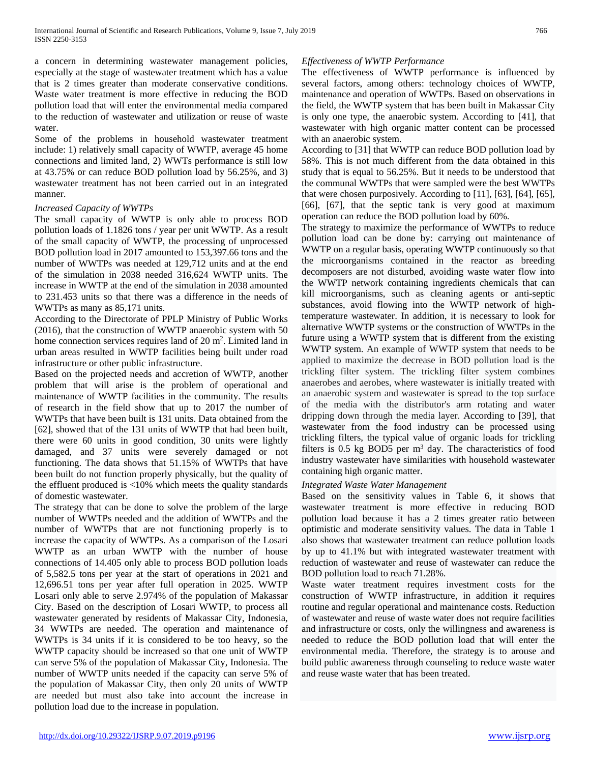a concern in determining wastewater management policies, especially at the stage of wastewater treatment which has a value that is 2 times greater than moderate conservative conditions. Waste water treatment is more effective in reducing the BOD pollution load that will enter the environmental media compared to the reduction of wastewater and utilization or reuse of waste water.

Some of the problems in household wastewater treatment include: 1) relatively small capacity of WWTP, average 45 home connections and limited land, 2) WWTs performance is still low at 43.75% or can reduce BOD pollution load by 56.25%, and 3) wastewater treatment has not been carried out in an integrated manner.

*Increased Capacity of WWTPs*

The small capacity of WWTP is only able to process BOD pollution loads of 1.1826 tons / year per unit WWTP. As a result of the small capacity of WWTP, the processing of unprocessed BOD pollution load in 2017 amounted to 153,397.66 tons and the number of WWTPs was needed at 129,712 units and at the end of the simulation in 2038 needed 316,624 WWTP units. The increase in WWTP at the end of the simulation in 2038 amounted to 231.453 units so that there was a difference in the needs of WWTPs as many as 85,171 units.

According to the Directorate of PPLP Ministry of Public Works (2016), that the construction of WWTP anaerobic system with 50 home connection services requires land of 20 $m^2$. Limited land in urban areas resulted in WWTP facilities being built under road infrastructure or other public infrastructure.

Based on the projected needs and accretion of WWTP, another problem that will arise is the problem of operational and maintenance of WWTP facilities in the community. The results of research in the field show that up to 2017 the number of WWTPs that have been built is 131 units. Data obtained from the [62], showed that of the 131 units of WWTP that had been built, there were 60 units in good condition, 30 units were lightly damaged, and 37 units were severely damaged or not functioning. The data shows that 51.15% of WWTPs that have been built do not function properly physically, but the quality of the effluent produced is <10% which meets the quality standards of domestic wastewater.

The strategy that can be done to solve the problem of the large number of WWTPs needed and the addition of WWTPs and the number of WWTPs that are not functioning properly is to increase the capacity of WWTPs. As a comparison of the Losari WWTP as an urban WWTP with the number of house connections of 14.405 only able to process BOD pollution loads of 5,582.5 tons per year at the start of operations in 2021 and 12,696.51 tons per year after full operation in 2025. WWTP Losari only able to serve 2.974% of the population of Makassar City. Based on the description of Losari WWTP, to process all wastewater generated by residents of Makassar City, Indonesia, 34 WWTPs are needed. The operation and maintenance of WWTPs is 34 units if it is considered to be too heavy, so the WWTP capacity should be increased so that one unit of WWTP can serve 5% of the population of Makassar City, Indonesia. The number of WWTP units needed if the capacity can serve 5% of the population of Makassar City, then only 20 units of WWTP are needed but must also take into account the increase in pollution load due to the increase in population.

*Effectiveness of WWTP Performance*

The effectiveness of WWTP performance is influenced by several factors, among others: technology choices of WWTP, maintenance and operation of WWTPs. Based on observations in the field, the WWTP system that has been built in Makassar City is only one type, the anaerobic system. According to [41], that wastewater with high organic matter content can be processed with an anaerobic system.

According to [31] that WWTP can reduce BOD pollution load by 58%. This is not much different from the data obtained in this study that is equal to 56.25%. But it needs to be understood that the communal WWTPs that were sampled were the best WWTPs that were chosen purposively. According to [11], [63], [64], [65], [66], [67], that the septic tank is very good at maximum operation can reduce the BOD pollution load by 60%.

The strategy to maximize the performance of WWTPs to reduce pollution load can be done by: carrying out maintenance of WWTP on a regular basis, operating WWTP continuously so that the microorganisms contained in the reactor as breeding decomposers are not disturbed, avoiding waste water flow into the WWTP network containing ingredients chemicals that can kill microorganisms, such as cleaning agents or anti-septic substances, avoid flowing into the WWTP network of high-temperature wastewater. In addition, it is necessary to look for alternative WWTP systems or the construction of WWTPs in the future using a WWTP system that is different from the existing WWTP system. An example of WWTP system that needs to be applied to maximize the decrease in BOD pollution load is the trickling filter system. The trickling filter system combines anaerobes and aerobes, where wastewater is initially treated with an anaerobic system and wastewater is spread to the top surface of the media with the distributor's arm rotating and water dripping down through the media layer. According to [39], that wastewater from the food industry can be processed using trickling filters, the typical value of organic loads for trickling filters is 0.5 kg BOD5 per $m^3$ day. The characteristics of food industry wastewater have similarities with household wastewater containing high organic matter.

*Integrated Waste Water Management*

Based on the sensitivity values in Table 6, it shows that wastewater treatment is more effective in reducing BOD pollution load because it has a 2 times greater ratio between optimistic and moderate sensitivity values. The data in Table 1 also shows that wastewater treatment can reduce pollution loads by up to 41.1% but with integrated wastewater treatment with reduction of wastewater and reuse of wastewater can reduce the BOD pollution load to reach 71.28%.

Waste water treatment requires investment costs for the construction of WWTP infrastructure, in addition it requires routine and regular operational and maintenance costs. Reduction of wastewater and reuse of waste water does not require facilities and infrastructure or costs, only the willingness and awareness is needed to reduce the BOD pollution load that will enter the environmental media. Therefore, the strategy is to arouse and build public awareness through counseling to reduce waste water and reuse waste water that has been treated.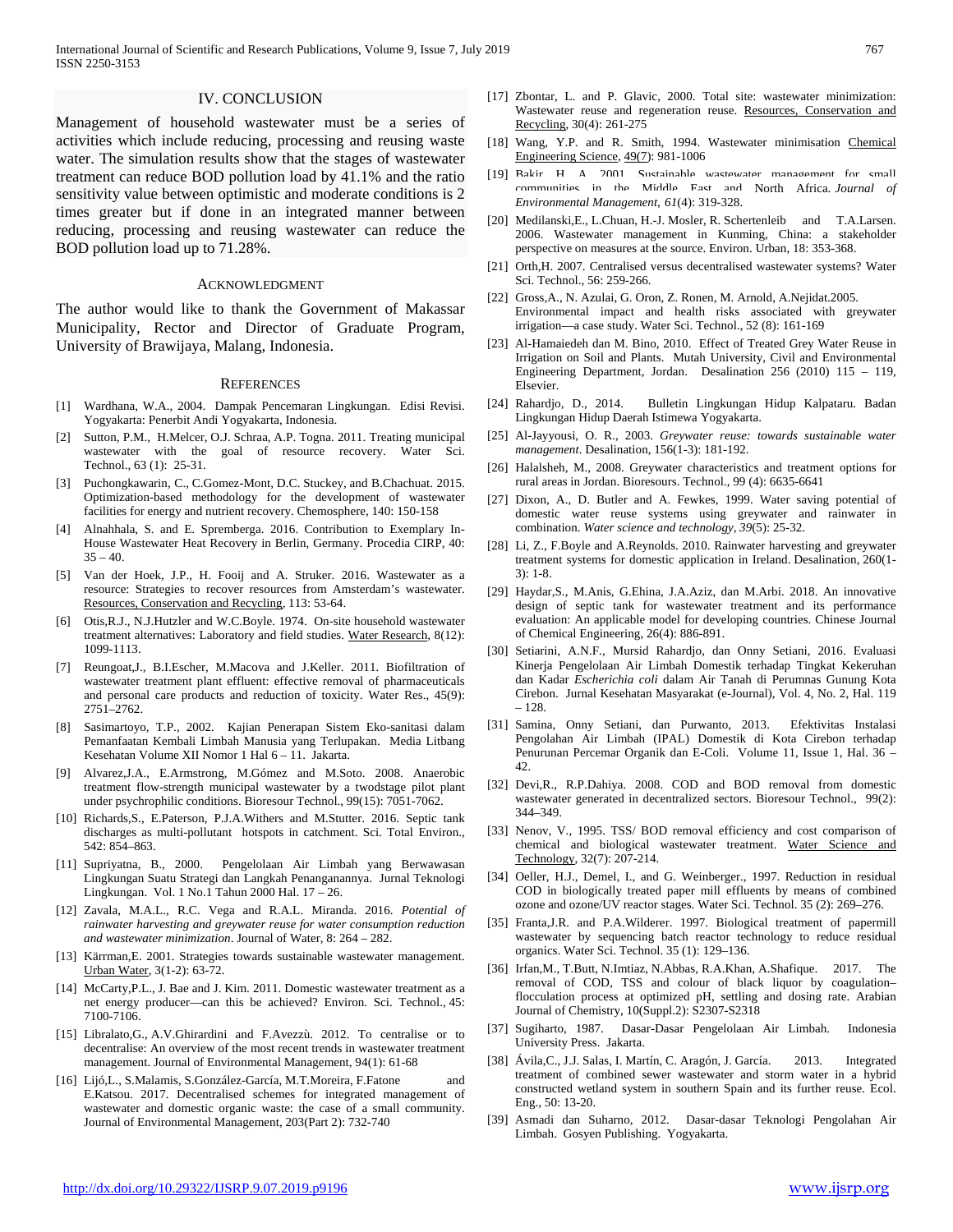## IV. CONCLUSION

Management of household wastewater must be a series of activities which include reducing, processing and reusing waste water. The simulation results show that the stages of wastewater treatment can reduce BOD pollution load by 41.1% and the ratio sensitivity value between optimistic and moderate conditions is 2 times greater but if done in an integrated manner between reducing, processing and reusing wastewater can reduce the BOD pollution load up to 71.28%.

## ACKNOWLEDGMENT

The author would like to thank the Government of Makassar Municipality, Rector and Director of Graduate Program, University of Brawijaya, Malang, Indonesia.

## REFERENCES

[1] Wardhana, W.A., 2004. Dampak Pencemaran Lingkungan. Edisi Revisi. Yogyakarta: Penerbit Andi Yogyakarta, Indonesia.

[2] Sutton, P.M., H.Melcer, O.J. Schraa, A.P. Togna. 2011. Treating municipal wastewater with the goal of resource recovery. Water Sci. Technol., 63 (1): 25-31.

[3] Puchongkawarin, C., C.Gomez-Mont, D.C. Stuckey, and B.Chachuat. 2015. Optimization-based methodology for the development of wastewater facilities for energy and nutrient recovery. Chemosphere, 140: 150-158

[4] Alnahhala, S. and E. Spremberga. 2016. Contribution to Exemplary In-House Wastewater Heat Recovery in Berlin, Germany. Procedia CIRP, 40: 35 – 40.

[5] Van der Hoek, J.P., H. Fooij and A. Struker. 2016. Wastewater as a resource: Strategies to recover resources from Amsterdam's wastewater. Resources, Conservation and Recycling, 113: 53-64.

[6] Otis,R.J., N.J.Hutzler and W.C.Boyle. 1974. On-site household wastewater treatment alternatives: Laboratory and field studies. Water Research, 8(12): 1099-1113.

[7] Reungoat,J., B.I.Escher, M.Macova and J.Keller. 2011. Biofiltration of wastewater treatment plant effluent: effective removal of pharmaceuticals and personal care products and reduction of toxicity. Water Res., 45(9): 2751–2762.

[8] Sasimartoyo, T.P., 2002. Kajian Penerapan Sistem Eko-sanitasi dalam Pemanfaatan Kembali Limbah Manusia yang Terlupakan. Media Litbang Kesehatan Volume XII Nomor 1 Hal 6 – 11. Jakarta.

[9] Alvarez,J.A., E.Armstrong, M.Gómez and M.Soto. 2008. Anaerobic treatment flow-strength municipal wastewater by a twodstage pilot plant under psychrophilic conditions. Bioresour Technol., 99(15): 7051-7062.

[10] Richards,S., E.Paterson, P.J.A.Withers and M.Stutter. 2016. Septic tank discharges as multi-pollutant hotspots in catchment. Sci. Total Environ., 542: 854–863.

[11] Supriyatna, B., 2000. Pengelolaan Air Limbah yang Berwawasan Lingkungan Suatu Strategi dan Langkah Penanganannya. Jurnal Teknologi Lingkungan. Vol. 1 No.1 Tahun 2000 Hal. 17 – 26.

[12] Zavala, M.A.L., R.C. Vega and R.A.L. Miranda. 2016. *Potential of rainwater harvesting and greywater reuse for water consumption reduction and wastewater minimization*. Journal of Water, 8: 264 – 282.

[13] Kärrman,E. 2001. Strategies towards sustainable wastewater management. Urban Water, 3(1-2): 63-72.

[14] McCarty,P.L., J. Bae and J. Kim. 2011. Domestic wastewater treatment as a net energy producer—can this be achieved? Environ. Sci. Technol., 45: 7100-7106.

[15] Libralato,G., A.V.Ghirardini and F.Avezzù. 2012. To centralise or to decentralise: An overview of the most recent trends in wastewater treatment management. Journal of Environmental Management, 94(1): 61-68

[16] Lijó,L., S.Malamis, S.González-García, M.T.Moreira, F.Fatone and E.Katsou. 2017. Decentralised schemes for integrated management of wastewater and domestic organic waste: the case of a small community. Journal of Environmental Management, 203(Part 2): 732-740

[17] Zbontar, L. and P. Glavic, 2000. Total site: wastewater minimization: Wastewater reuse and regeneration reuse. Resources, Conservation and Recycling, 30(4): 261-275

[18] Wang, Y.P. and R. Smith, 1994. Wastewater minimisation Chemical Engineering Science, 49(7): 981-1006

[19] Bakir, H. A. 2001. Sustainable wastewater management for small communities in the Middle East and North Africa. *Journal of Environmental Management*, *61*(4): 319-328.

[20] Medilanski,E., L.Chuan, H.-J. Mosler, R. Schertenleib and T.A.Larsen. 2006. Wastewater management in Kunming, China: a stakeholder perspective on measures at the source. Environ. Urban, 18: 353-368.

[21] Orth,H. 2007. Centralised versus decentralised wastewater systems? Water Sci. Technol., 56: 259-266.

[22] Gross,A., N. Azulai, G. Oron, Z. Ronen, M. Arnold, A.Nejidat.2005. Environmental impact and health risks associated with greywater irrigation—a case study. Water Sci. Technol., 52 (8): 161-169

[23] Al-Hamaiedeh dan M. Bino, 2010. Effect of Treated Grey Water Reuse in Irrigation on Soil and Plants. Mutah University, Civil and Environmental Engineering Department, Jordan. Desalination 256 (2010) 115 – 119, Elsevier.

[24] Rahardjo, D., 2014. Bulletin Lingkungan Hidup Kalpataru. Badan Lingkungan Hidup Daerah Istimewa Yogyakarta.

[25] Al-Jayyousi, O. R., 2003. *Greywater reuse: towards sustainable water management*. Desalination, 156(1-3): 181-192.

[26] Halalsheh, M., 2008. Greywater characteristics and treatment options for rural areas in Jordan. Bioresours. Technol., 99 (4): 6635-6641

[27] Dixon, A., D. Butler and A. Fewkes, 1999. Water saving potential of domestic water reuse systems using greywater and rainwater in combination. *Water science and technology*, *39*(5): 25-32.

[28] Li, Z., F.Boyle and A.Reynolds. 2010. Rainwater harvesting and greywater treatment systems for domestic application in Ireland. Desalination, 260(1-3): 1-8.

[29] Haydar,S., M.Anis, G.Ehina, J.A.Aziz, dan M.Arbi. 2018. An innovative design of septic tank for wastewater treatment and its performance evaluation: An applicable model for developing countries. Chinese Journal of Chemical Engineering, 26(4): 886-891.

[30] Setiarini, A.N.F., Mursid Rahardjo, dan Onny Setiani, 2016. Evaluasi Kinerja Pengelolaan Air Limbah Domestik terhadap Tingkat Kekeruhan dan Kadar *Escherichia coli* dalam Air Tanah di Perumnas Gunung Kota Cirebon. Jurnal Kesehatan Masyarakat (e-Journal), Vol. 4, No. 2, Hal. 119 – 128.

[31] Samina, Onny Setiani, dan Purwanto, 2013. Efektivitas Instalasi Pengolahan Air Limbah (IPAL) Domestik di Kota Cirebon terhadap Penurunan Percemar Organik dan E-Coli. Volume 11, Issue 1, Hal. 36 – 42.

[32] Devi,R., R.P.Dahiya. 2008. COD and BOD removal from domestic wastewater generated in decentralized sectors. Bioresour Technol., 99(2): 344–349.

[33] Nenov, V., 1995. TSS/ BOD removal efficiency and cost comparison of chemical and biological wastewater treatment. Water Science and Technology, 32(7): 207-214.

[34] Oeller, H.J., Demel, I., and G. Weinberger., 1997. Reduction in residual COD in biologically treated paper mill effluents by means of combined ozone and ozone/UV reactor stages. Water Sci. Technol. 35 (2): 269–276.

[35] Franta,J.R. and P.A.Wilderer. 1997. Biological treatment of papermill wastewater by sequencing batch reactor technology to reduce residual organics. Water Sci. Technol. 35 (1): 129–136.

[36] Irfan,M., T.Butt, N.Imtiaz, N.Abbas, R.A.Khan, A.Shafique. 2017. The removal of COD, TSS and colour of black liquor by coagulation–flocculation process at optimized pH, settling and dosing rate. Arabian Journal of Chemistry, 10(Suppl.2): S2307-S2318

[37] Sugiharto, 1987. Dasar-Dasar Pengelolaan Air Limbah. Indonesia University Press. Jakarta.

[38] Ávila,C., J.J. Salas, I. Martín, C. Aragón, J. García. 2013. Integrated treatment of combined sewer wastewater and storm water in a hybrid constructed wetland system in southern Spain and its further reuse. Ecol. Eng., 50: 13-20.

[39] Asmadi dan Suharno, 2012. Dasar-dasar Teknologi Pengolahan Air Limbah. Gosyen Publishing. Yogyakarta.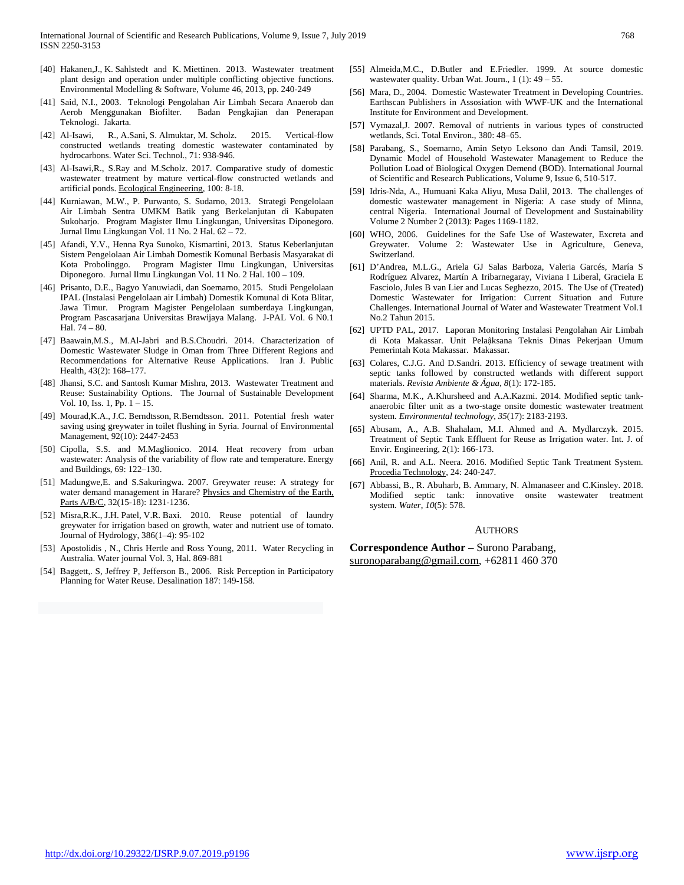[40] Hakanen,J., K. Sahlstedt and K. Miettinen. 2013. Wastewater treatment plant design and operation under multiple conflicting objective functions. Environmental Modelling & Software, Volume 46, 2013, pp. 240-249

[41] Said, N.I., 2003. Teknologi Pengolahan Air Limbah Secara Anaerob dan Aerob Menggunakan Biofilter. Badan Pengkajian dan Penerapan Teknologi. Jakarta.

[42] Al-Isawi, R., A.Sani, S. Almuktar, M. Scholz. 2015. Vertical-flow constructed wetlands treating domestic wastewater contaminated by hydrocarbons. Water Sci. Technol., 71: 938-946.

[43] Al-Isawi,R., S.Ray and M.Scholz. 2017. Comparative study of domestic wastewater treatment by mature vertical-flow constructed wetlands and artificial ponds. Ecological Engineering, 100: 8-18.

[44] Kurniawan, M.W., P. Purwanto, S. Sudarno, 2013. Strategi Pengelolaan Air Limbah Sentra UMKM Batik yang Berkelanjutan di Kabupaten Sukoharjo. Program Magister Ilmu Lingkungan, Universitas Diponegoro. Jurnal Ilmu Lingkungan Vol. 11 No. 2 Hal. 62 – 72.

[45] Afandi, Y.V., Henna Rya Sunoko, Kismartini, 2013. Status Keberlanjutan Sistem Pengelolaan Air Limbah Domestik Komunal Berbasis Masyarakat di Kota Probolinggo. Program Magister Ilmu Lingkungan, Universitas Diponegoro. Jurnal Ilmu Lingkungan Vol. 11 No. 2 Hal. 100 – 109.

[46] Prisanto, D.E., Bagyo Yanuwiadi, dan Soemarno, 2015. Studi Pengelolaan IPAL (Instalasi Pengelolaan air Limbah) Domestik Komunal di Kota Blitar, Jawa Timur. Program Magister Pengelolaan sumberdaya Lingkungan, Program Pascasarjana Universitas Brawijaya Malang. J-PAL Vol. 6 N0.1 Hal. 74 – 80.

[47] Baawain,M.S., M.Al-Jabri and B.S.Choudri. 2014. Characterization of Domestic Wastewater Sludge in Oman from Three Different Regions and Recommendations for Alternative Reuse Applications. Iran J. Public Health, 43(2): 168–177.

[48] Jhansi, S.C. and Santosh Kumar Mishra, 2013. Wastewater Treatment and Reuse: Sustainability Options. The Journal of Sustainable Development Vol. 10, Iss. 1, Pp. 1 – 15.

[49] Mourad,K.A., J.C. Berndtsson, R.Berndtsson. 2011. Potential fresh water saving using greywater in toilet flushing in Syria. Journal of Environmental Management, 92(10): 2447-2453

[50] Cipolla, S.S. and M.Maglionico. 2014. Heat recovery from urban wastewater: Analysis of the variability of flow rate and temperature. Energy and Buildings, 69: 122–130.

[51] Madungwe,E. and S.Sakuringwa. 2007. Greywater reuse: A strategy for water demand management in Harare? Physics and Chemistry of the Earth, Parts A/B/C, 32(15-18): 1231-1236.

[52] Misra,R.K., J.H. Patel, V.R. Baxi. 2010. Reuse potential of laundry greywater for irrigation based on growth, water and nutrient use of tomato. Journal of Hydrology, 386(1–4): 95-102

[53] Apostolidis , N., Chris Hertle and Ross Young, 2011. Water Recycling in Australia. Water journal Vol. 3, Hal. 869-881

[54] Baggett,. S, Jeffrey P, Jefferson B., 2006. Risk Perception in Participatory Planning for Water Reuse. Desalination 187: 149-158.

[55] Almeida,M.C., D.Butler and E.Friedler. 1999. At source domestic wastewater quality. Urban Wat. Journ., 1 (1): 49 – 55.

[56] Mara, D., 2004. Domestic Wastewater Treatment in Developing Countries. Earthscan Publishers in Assosiation with WWF-UK and the International Institute for Environment and Development.

[57] Vymazal,J. 2007. Removal of nutrients in various types of constructed wetlands, Sci. Total Environ., 380: 48–65.

[58] Parabang, S., Soemarno, Amin Setyo Leksono dan Andi Tamsil, 2019. Dynamic Model of Household Wastewater Management to Reduce the Pollution Load of Biological Oxygen Demend (BOD). International Journal of Scientific and Research Publications, Volume 9, Issue 6, 510-517.

[59] Idris-Nda, A., Humuani Kaka Aliyu, Musa Dalil, 2013. The challenges of domestic wastewater management in Nigeria: A case study of Minna, central Nigeria. International Journal of Development and Sustainability Volume 2 Number 2 (2013): Pages 1169-1182.

[60] WHO, 2006. Guidelines for the Safe Use of Wastewater, Excreta and Greywater. Volume 2: Wastewater Use in Agriculture, Geneva, Switzerland.

[61] D'Andrea, M.L.G., Ariela GJ Salas Barboza, Valeria Garcés, María S Rodríguez Alvarez, Martín A Iribarnegaray, Viviana I Liberal, Graciela E Fasciolo, Jules B van Lier and Lucas Seghezzo, 2015. The Use of (Treated) Domestic Wastewater for Irrigation: Current Situation and Future Challenges. International Journal of Water and Wastewater Treatment Vol.1 No.2 Tahun 2015.

[62] UPTD PAL, 2017. Laporan Monitoring Instalasi Pengolahan Air Limbah di Kota Makassar. Unit Pelaḁksana Teknis Dinas Pekerjaan Umum Pemerintah Kota Makassar. Makassar.

[63] Colares, C.J.G. And D.Sandri. 2013. Efficiency of sewage treatment with septic tanks followed by constructed wetlands with different support materials. *Revista Ambiente & Água*, *8*(1): 172-185.

[64] Sharma, M.K., A.Khursheed and A.A.Kazmi. 2014. Modified septic tank-anaerobic filter unit as a two-stage onsite domestic wastewater treatment system. *Environmental technology*, *35*(17): 2183-2193.

[65] Abusam, A., A.B. Shahalam, M.I. Ahmed and A. Mydlarczyk. 2015. Treatment of Septic Tank Effluent for Reuse as Irrigation water. Int. J. of Envir. Engineering, 2(1): 166-173.

[66] Anil, R. and A.L. Neera. 2016. Modified Septic Tank Treatment System. Procedia Technology, 24: 240-247.

[67] Abbassi, B., R. Abuharb, B. Ammary, N. Almanaseer and C.Kinsley. 2018. Modified septic tank: innovative onsite wastewater treatment system. *Water*, *10*(5): 578.

## AUTHORS

**Correspondence Author** – Surono Parabang, suronoparabang@gmail.com, +62811 460 370